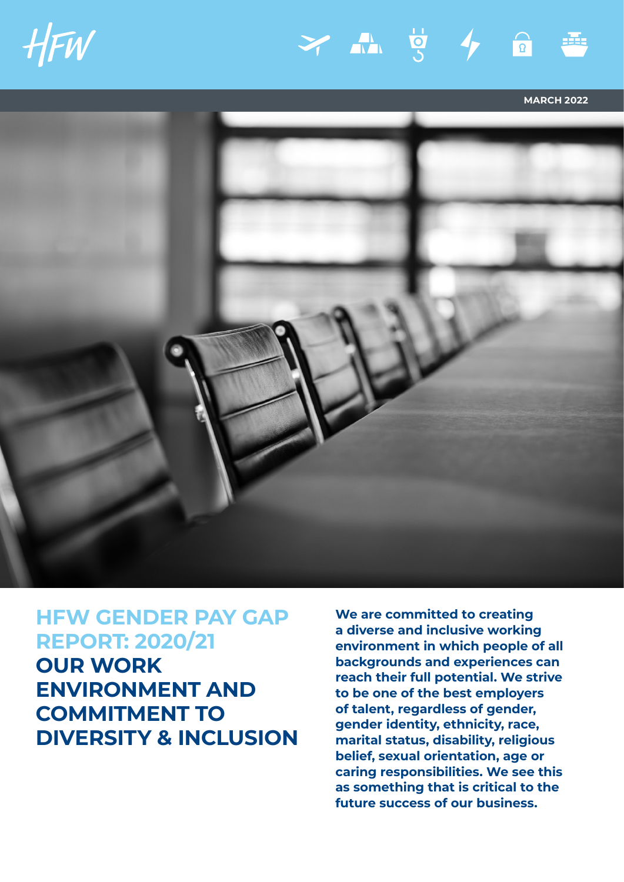HFW

MARCH 2022

# HFW GENDER PAY GAP REPORT: 2020/21

## OUR WORK ENVIRONMENT AND COMMITMENT TO DIVERSITY & INCLUSION

**We are committed to creating a diverse and inclusive working environment in which people of all backgrounds and experiences can reach their full potential. We strive to be one of the best employers of talent, regardless of gender, gender identity, ethnicity, race, marital status, disability, religious belief, sexual orientation, age or caring responsibilities. We see this as something that is critical to the future success of our business.**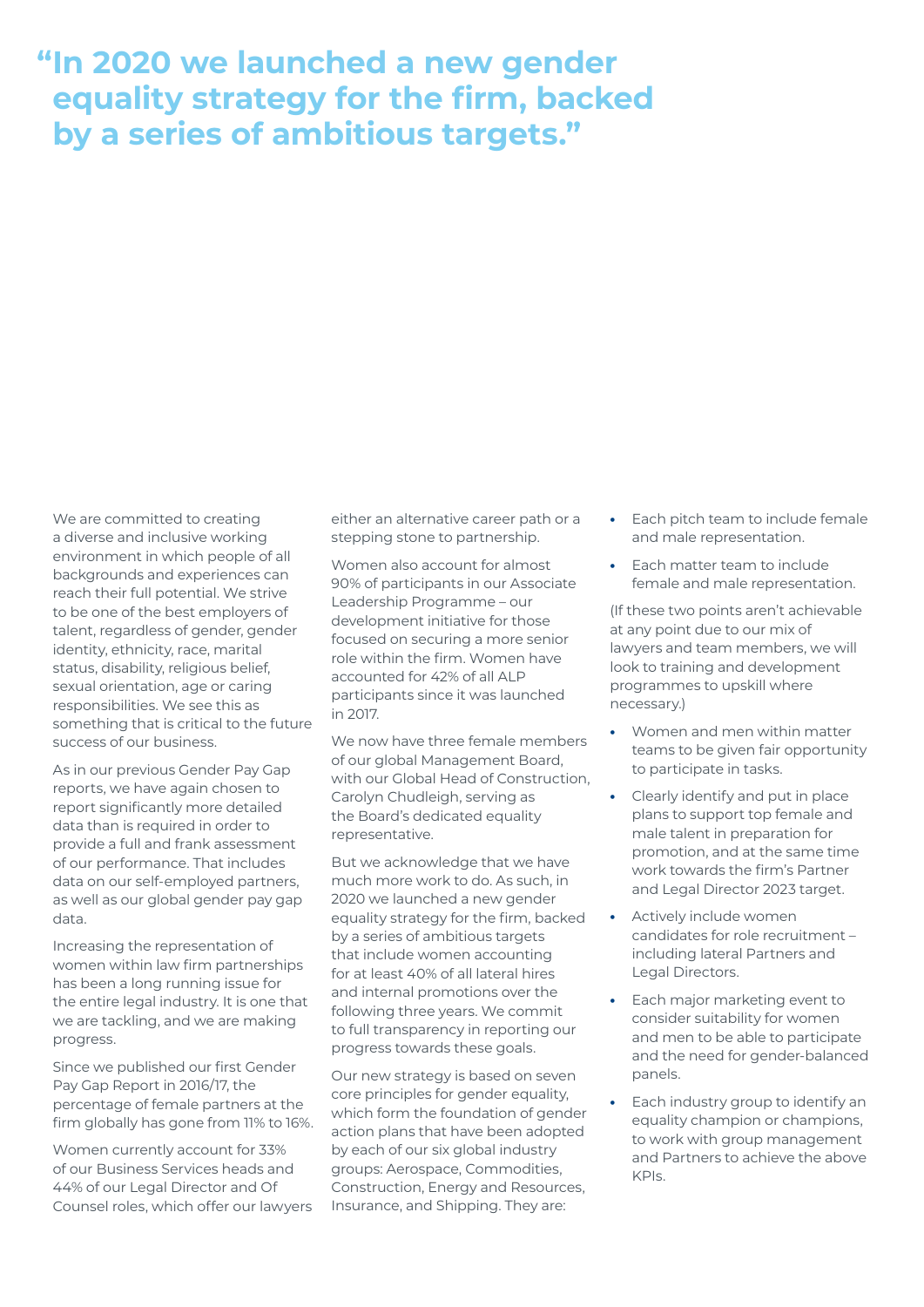# "In 2020 we launched a new gender equality strategy for the firm, backed by a series of ambitious targets."

We are committed to creating a diverse and inclusive working environment in which people of all backgrounds and experiences can reach their full potential. We strive to be one of the best employers of talent, regardless of gender, gender identity, ethnicity, race, marital status, disability, religious belief, sexual orientation, age or caring responsibilities. We see this as something that is critical to the future success of our business.

As in our previous Gender Pay Gap reports, we have again chosen to report significantly more detailed data than is required in order to provide a full and frank assessment of our performance. That includes data on our self-employed partners, as well as our global gender pay gap data.

Increasing the representation of women within law firm partnerships has been a long running issue for the entire legal industry. It is one that we are tackling, and we are making progress.

Since we published our first Gender Pay Gap Report in 2016/17, the percentage of female partners at the firm globally has gone from 11% to 16%.

Women currently account for 33% of our Business Services heads and 44% of our Legal Director and Of Counsel roles, which offer our lawyers either an alternative career path or a stepping stone to partnership.

Women also account for almost 90% of participants in our Associate Leadership Programme – our development initiative for those focused on securing a more senior role within the firm. Women have accounted for 42% of all ALP participants since it was launched in 2017.

We now have three female members of our global Management Board, with our Global Head of Construction, Carolyn Chudleigh, serving as the Board's dedicated equality representative.

But we acknowledge that we have much more work to do. As such, in 2020 we launched a new gender equality strategy for the firm, backed by a series of ambitious targets that include women accounting for at least 40% of all lateral hires and internal promotions over the following three years. We commit to full transparency in reporting our progress towards these goals.

Our new strategy is based on seven core principles for gender equality, which form the foundation of gender action plans that have been adopted by each of our six global industry groups: Aerospace, Commodities, Construction, Energy and Resources, Insurance, and Shipping. They are:

- Each pitch team to include female and male representation.
- Each matter team to include female and male representation.

(If these two points aren't achievable at any point due to our mix of lawyers and team members, we will look to training and development programmes to upskill where necessary.)

- Women and men within matter teams to be given fair opportunity to participate in tasks.
- Clearly identify and put in place plans to support top female and male talent in preparation for promotion, and at the same time work towards the firm's Partner and Legal Director 2023 target.
- Actively include women candidates for role recruitment – including lateral Partners and Legal Directors.
- Each major marketing event to consider suitability for women and men to be able to participate and the need for gender-balanced panels.
- Each industry group to identify an equality champion or champions, to work with group management and Partners to achieve the above KPIs.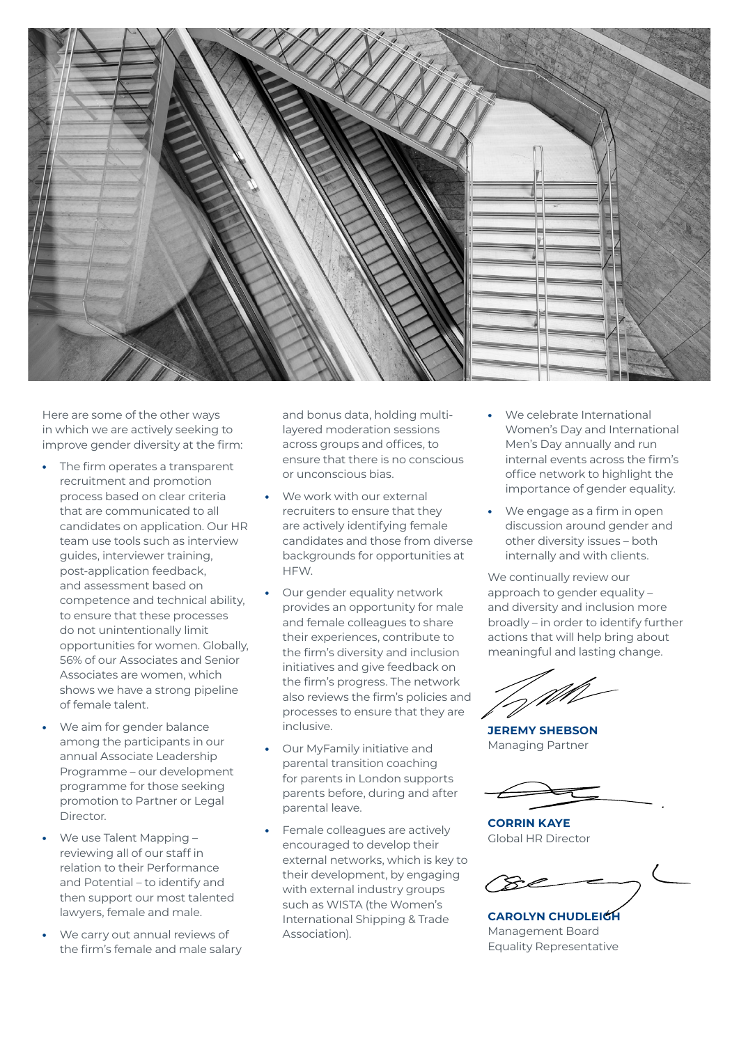Here are some of the other ways in which we are actively seeking to improve gender diversity at the firm:

- The firm operates a transparent recruitment and promotion process based on clear criteria that are communicated to all candidates on application. Our HR team use tools such as interview guides, interviewer training, post-application feedback, and assessment based on competence and technical ability, to ensure that these processes do not unintentionally limit opportunities for women. Globally, 56% of our Associates and Senior Associates are women, which shows we have a strong pipeline of female talent.
- We aim for gender balance among the participants in our annual Associate Leadership Programme – our development programme for those seeking promotion to Partner or Legal Director.
- We use Talent Mapping – reviewing all of our staff in relation to their Performance and Potential – to identify and then support our most talented lawyers, female and male.
- We carry out annual reviews of the firm's female and male salary and bonus data, holding multi-layered moderation sessions across groups and offices, to ensure that there is no conscious or unconscious bias.
- We work with our external recruiters to ensure that they are actively identifying female candidates and those from diverse backgrounds for opportunities at HFW.
- Our gender equality network provides an opportunity for male and female colleagues to share their experiences, contribute to the firm's diversity and inclusion initiatives and give feedback on the firm's progress. The network also reviews the firm's policies and processes to ensure that they are inclusive.
- Our MyFamily initiative and parental transition coaching for parents in London supports parents before, during and after parental leave.
- Female colleagues are actively encouraged to develop their external networks, which is key to their development, by engaging with external industry groups such as WISTA (the Women's International Shipping & Trade Association).
- We celebrate International Women's Day and International Men's Day annually and run internal events across the firm's office network to highlight the importance of gender equality.
- We engage as a firm in open discussion around gender and other diversity issues – both internally and with clients.

We continually review our approach to gender equality – and diversity and inclusion more broadly – in order to identify further actions that will help bring about meaningful and lasting change.

**JEREMY SHEBSON**
Managing Partner

**CORRIN KAYE**
Global HR Director

**CAROLYN CHUDLEIGH**
Management Board Equality Representative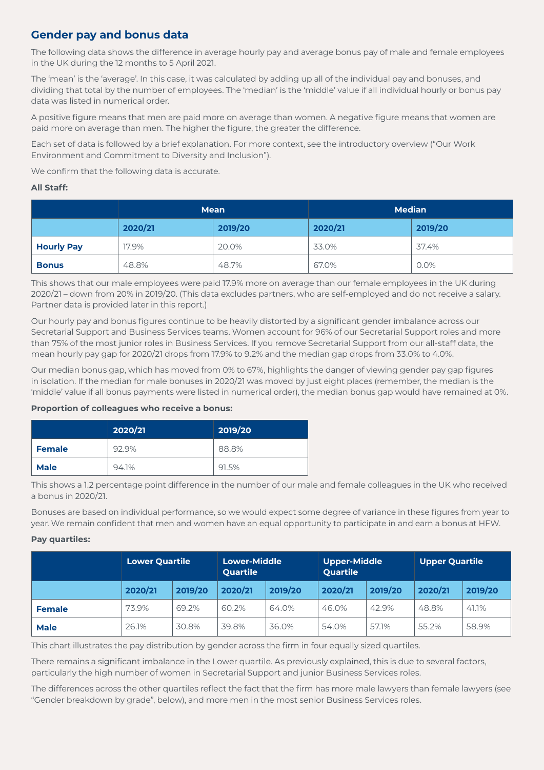## Gender pay and bonus data

The following data shows the difference in average hourly pay and average bonus pay of male and female employees in the UK during the 12 months to 5 April 2021.

The 'mean' is the 'average'. In this case, it was calculated by adding up all of the individual pay and bonuses, and dividing that total by the number of employees. The 'median' is the 'middle' value if all individual hourly or bonus pay data was listed in numerical order.

A positive figure means that men are paid more on average than women. A negative figure means that women are paid more on average than men. The higher the figure, the greater the difference.

Each set of data is followed by a brief explanation. For more context, see the introductory overview ("Our Work Environment and Commitment to Diversity and Inclusion").

We confirm that the following data is accurate.

**All Staff:**

| | Mean | | Median | |
|---|---|---|---|---|
| | 2020/21 | 2019/20 | 2020/21 | 2019/20 |
| **Hourly Pay** | 17.9% | 20.0% | 33.0% | 37.4% |
| **Bonus** | 48.8% | 48.7% | 67.0% | 0.0% |

This shows that our male employees were paid 17.9% more on average than our female employees in the UK during 2020/21 – down from 20% in 2019/20. (This data excludes partners, who are self-employed and do not receive a salary. Partner data is provided later in this report.)

Our hourly pay and bonus figures continue to be heavily distorted by a significant gender imbalance across our Secretarial Support and Business Services teams. Women account for 96% of our Secretarial Support roles and more than 75% of the most junior roles in Business Services. If you remove Secretarial Support from our all-staff data, the mean hourly pay gap for 2020/21 drops from 17.9% to 9.2% and the median gap drops from 33.0% to 4.0%.

Our median bonus gap, which has moved from 0% to 67%, highlights the danger of viewing gender pay gap figures in isolation. If the median for male bonuses in 2020/21 was moved by just eight places (remember, the median is the 'middle' value if all bonus payments were listed in numerical order), the median bonus gap would have remained at 0%.

**Proportion of colleagues who receive a bonus:**

| | 2020/21 | 2019/20 |
|---|---|---|
| **Female** | 92.9% | 88.8% |
| **Male** | 94.1% | 91.5% |

This shows a 1.2 percentage point difference in the number of our male and female colleagues in the UK who received a bonus in 2020/21.

Bonuses are based on individual performance, so we would expect some degree of variance in these figures from year to year. We remain confident that men and women have an equal opportunity to participate in and earn a bonus at HFW.

**Pay quartiles:**

| | Lower Quartile | | Lower-Middle Quartile | | Upper-Middle Quartile | | Upper Quartile | |
|---|---|---|---|---|---|---|---|---|
| | 2020/21 | 2019/20 | 2020/21 | 2019/20 | 2020/21 | 2019/20 | 2020/21 | 2019/20 |
| **Female** | 73.9% | 69.2% | 60.2% | 64.0% | 46.0% | 42.9% | 48.8% | 41.1% |
| **Male** | 26.1% | 30.8% | 39.8% | 36.0% | 54.0% | 57.1% | 55.2% | 58.9% |

This chart illustrates the pay distribution by gender across the firm in four equally sized quartiles.

There remains a significant imbalance in the Lower quartile. As previously explained, this is due to several factors, particularly the high number of women in Secretarial Support and junior Business Services roles.

The differences across the other quartiles reflect the fact that the firm has more male lawyers than female lawyers (see "Gender breakdown by grade", below), and more men in the most senior Business Services roles.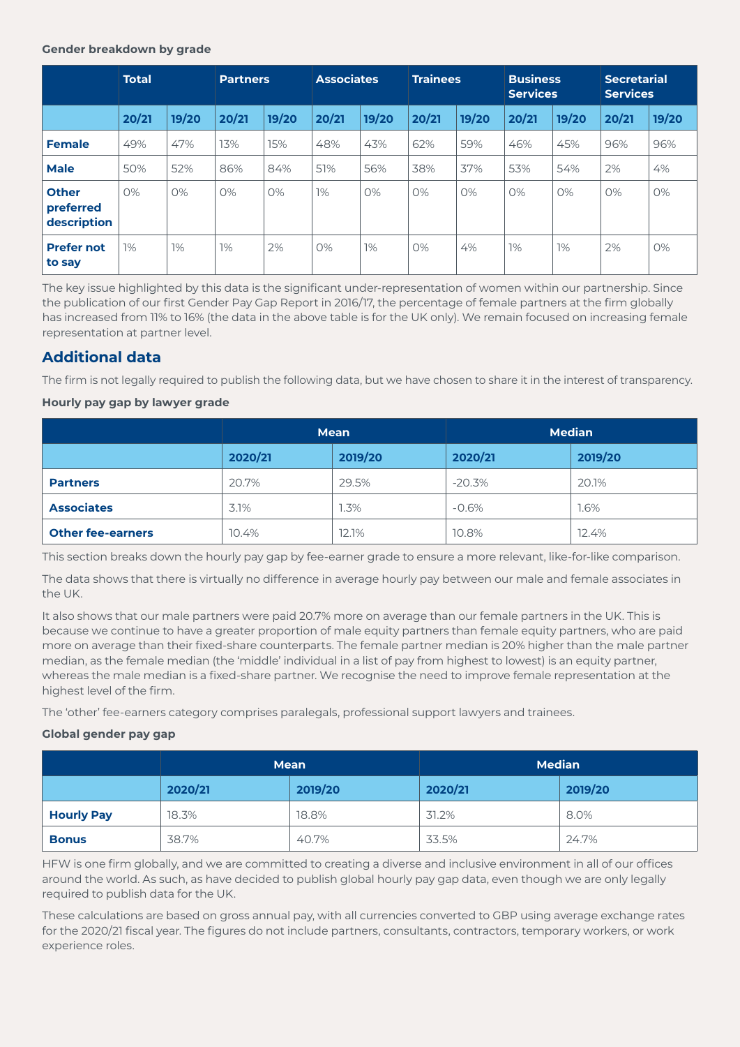**Gender breakdown by grade**

| | Total | | Partners | | Associates | | Trainees | | Business Services | | Secretarial Services | |
|---|---|---|---|---|---|---|---|---|---|---|---|---|
| | 20/21 | 19/20 | 20/21 | 19/20 | 20/21 | 19/20 | 20/21 | 19/20 | 20/21 | 19/20 | 20/21 | 19/20 |
| **Female** | 49% | 47% | 13% | 15% | 48% | 43% | 62% | 59% | 46% | 45% | 96% | 96% |
| **Male** | 50% | 52% | 86% | 84% | 51% | 56% | 38% | 37% | 53% | 54% | 2% | 4% |
| **Other preferred description** | 0% | 0% | 0% | 0% | 1% | 0% | 0% | 0% | 0% | 0% | 0% | 0% |
| **Prefer not to say** | 1% | 1% | 1% | 2% | 0% | 1% | 0% | 4% | 1% | 1% | 2% | 0% |

The key issue highlighted by this data is the significant under-representation of women within our partnership. Since the publication of our first Gender Pay Gap Report in 2016/17, the percentage of female partners at the firm globally has increased from 11% to 16% (the data in the above table is for the UK only). We remain focused on increasing female representation at partner level.

## Additional data

The firm is not legally required to publish the following data, but we have chosen to share it in the interest of transparency.

**Hourly pay gap by lawyer grade**

| | Mean | | Median | |
|---|---|---|---|---|
| | 2020/21 | 2019/20 | 2020/21 | 2019/20 |
| **Partners** | 20.7% | 29.5% | -20.3% | 20.1% |
| **Associates** | 3.1% | 1.3% | -0.6% | 1.6% |
| **Other fee-earners** | 10.4% | 12.1% | 10.8% | 12.4% |

This section breaks down the hourly pay gap by fee-earner grade to ensure a more relevant, like-for-like comparison.

The data shows that there is virtually no difference in average hourly pay between our male and female associates in the UK.

It also shows that our male partners were paid 20.7% more on average than our female partners in the UK. This is because we continue to have a greater proportion of male equity partners than female equity partners, who are paid more on average than their fixed-share counterparts. The female partner median is 20% higher than the male partner median, as the female median (the 'middle' individual in a list of pay from highest to lowest) is an equity partner, whereas the male median is a fixed-share partner. We recognise the need to improve female representation at the highest level of the firm.

The 'other' fee-earners category comprises paralegals, professional support lawyers and trainees.

**Global gender pay gap**

| | Mean | | Median | |
|---|---|---|---|---|
| | 2020/21 | 2019/20 | 2020/21 | 2019/20 |
| **Hourly Pay** | 18.3% | 18.8% | 31.2% | 8.0% |
| **Bonus** | 38.7% | 40.7% | 33.5% | 24.7% |

HFW is one firm globally, and we are committed to creating a diverse and inclusive environment in all of our offices around the world. As such, as have decided to publish global hourly pay gap data, even though we are only legally required to publish data for the UK.

These calculations are based on gross annual pay, with all currencies converted to GBP using average exchange rates for the 2020/21 fiscal year. The figures do not include partners, consultants, contractors, temporary workers, or work experience roles.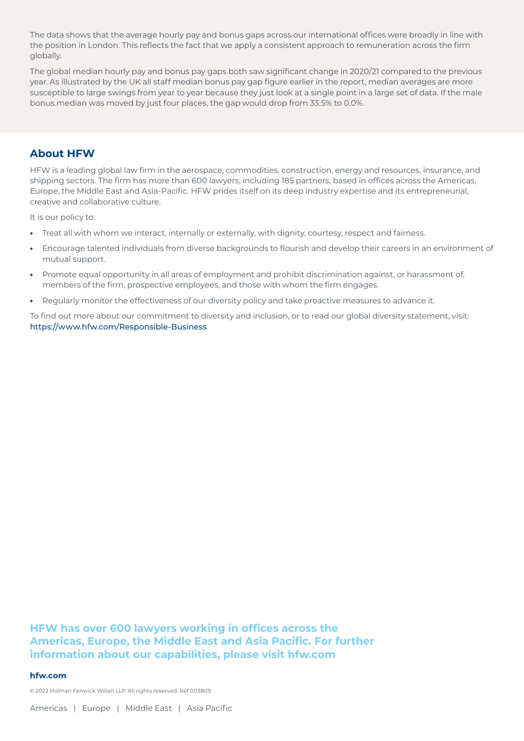The data shows that the average hourly pay and bonus gaps across our international offices were broadly in line with the position in London. This reflects the fact that we apply a consistent approach to remuneration across the firm globally.

The global median hourly pay and bonus pay gaps both saw significant change in 2020/21 compared to the previous year. As illustrated by the UK all staff median bonus pay gap figure earlier in the report, median averages are more susceptible to large swings from year to year because they just look at a single point in a large set of data. If the male bonus median was moved by just four places, the gap would drop from 33.5% to 0.0%.

## About HFW

HFW is a leading global law firm in the aerospace, commodities, construction, energy and resources, insurance, and shipping sectors. The firm has more than 600 lawyers, including 185 partners, based in offices across the Americas, Europe, the Middle East and Asia-Pacific. HFW prides itself on its deep industry expertise and its entrepreneurial, creative and collaborative culture.

It is our policy to:

- Treat all with whom we interact, internally or externally, with dignity, courtesy, respect and fairness.
- Encourage talented individuals from diverse backgrounds to flourish and develop their careers in an environment of mutual support.
- Promote equal opportunity in all areas of employment and prohibit discrimination against, or harassment of, members of the firm, prospective employees, and those with whom the firm engages.
- Regularly monitor the effectiveness of our diversity policy and take proactive measures to advance it.

To find out more about our commitment to diversity and inclusion, or to read our global diversity statement, visit: https://www.hfw.com/Responsible-Business

**HFW has over 600 lawyers working in offices across the Americas, Europe, the Middle East and Asia Pacific. For further information about our capabilities, please visit hfw.com**

**hfw.com**

© 2022 Holman Fenwick Willan LLP. All rights reserved. Ref:003809

Americas | Europe | Middle East | Asia Pacific